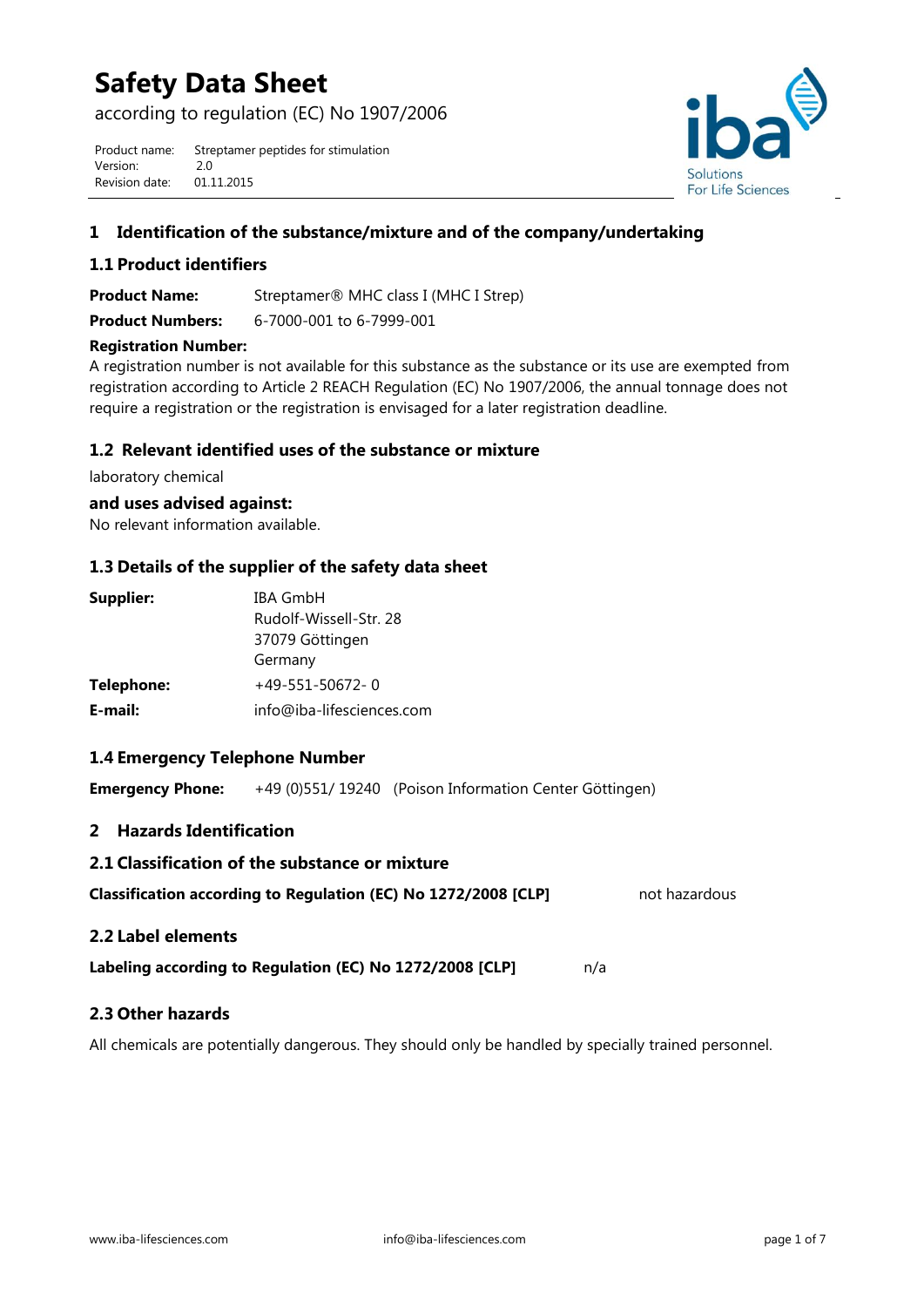# Safety Data Sheet

according to regulation (EC) No 1907/2006

Product name: Streptamer peptides for stimulation
Version: 2.0
Revision date: 01.11.2015

## 1 Identification of the substance/mixture and of the company/undertaking

### 1.1 Product identifiers

**Product Name:** Streptamer® MHC class I (MHC I Strep)

**Product Numbers:** 6-7000-001 to 6-7999-001

**Registration Number:**
A registration number is not available for this substance as the substance or its use are exempted from registration according to Article 2 REACH Regulation (EC) No 1907/2006, the annual tonnage does not require a registration or the registration is envisaged for a later registration deadline.

### 1.2 Relevant identified uses of the substance or mixture

laboratory chemical

**and uses advised against:**
No relevant information available.

### 1.3 Details of the supplier of the safety data sheet

**Supplier:** IBA GmbH
Rudolf-Wissell-Str. 28
37079 Göttingen
Germany

**Telephone:** +49-551-50672- 0

**E-mail:** info@iba-lifesciences.com

### 1.4 Emergency Telephone Number

**Emergency Phone:** +49 (0)551/ 19240 (Poison Information Center Göttingen)

## 2 Hazards Identification

### 2.1 Classification of the substance or mixture

**Classification according to Regulation (EC) No 1272/2008 [CLP]** not hazardous

### 2.2 Label elements

**Labeling according to Regulation (EC) No 1272/2008 [CLP]** n/a

### 2.3 Other hazards

All chemicals are potentially dangerous. They should only be handled by specially trained personnel.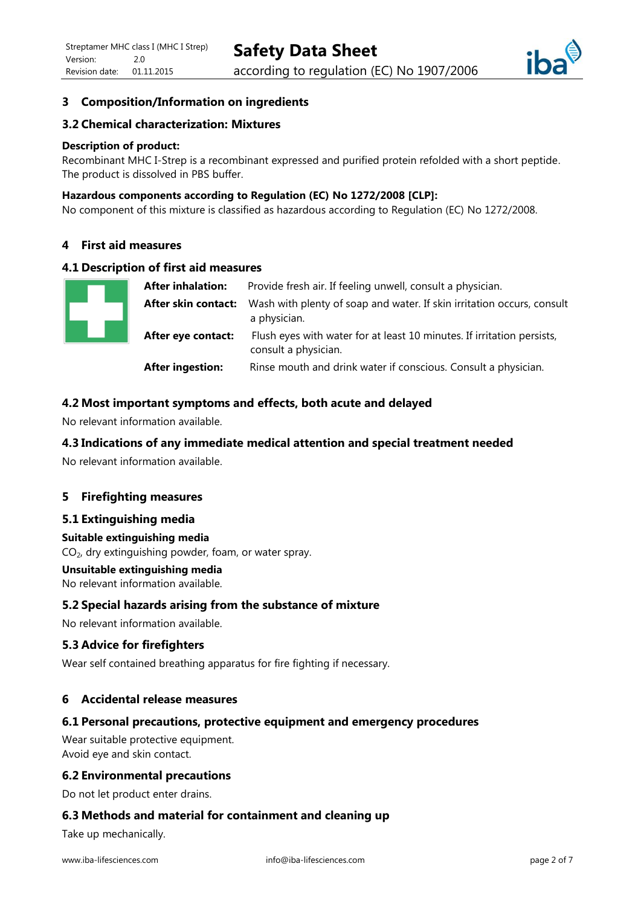## 3 Composition/Information on ingredients

### 3.2 Chemical characterization: Mixtures

**Description of product:**
Recombinant MHC I-Strep is a recombinant expressed and purified protein refolded with a short peptide. The product is dissolved in PBS buffer.

**Hazardous components according to Regulation (EC) No 1272/2008 [CLP]:**
No component of this mixture is classified as hazardous according to Regulation (EC) No 1272/2008.

## 4 First aid measures

### 4.1 Description of first aid measures

**After inhalation:** Provide fresh air. If feeling unwell, consult a physician.

**After skin contact:** Wash with plenty of soap and water. If skin irritation occurs, consult a physician.

**After eye contact:** Flush eyes with water for at least 10 minutes. If irritation persists, consult a physician.

**After ingestion:** Rinse mouth and drink water if conscious. Consult a physician.

### 4.2 Most important symptoms and effects, both acute and delayed

No relevant information available.

### 4.3 Indications of any immediate medical attention and special treatment needed

No relevant information available.

## 5 Firefighting measures

### 5.1 Extinguishing media

**Suitable extinguishing media**
$CO_2$, dry extinguishing powder, foam, or water spray.

**Unsuitable extinguishing media**
No relevant information available.

### 5.2 Special hazards arising from the substance of mixture

No relevant information available.

### 5.3 Advice for firefighters

Wear self contained breathing apparatus for fire fighting if necessary.

## 6 Accidental release measures

### 6.1 Personal precautions, protective equipment and emergency procedures

Wear suitable protective equipment.
Avoid eye and skin contact.

### 6.2 Environmental precautions

Do not let product enter drains.

### 6.3 Methods and material for containment and cleaning up

Take up mechanically.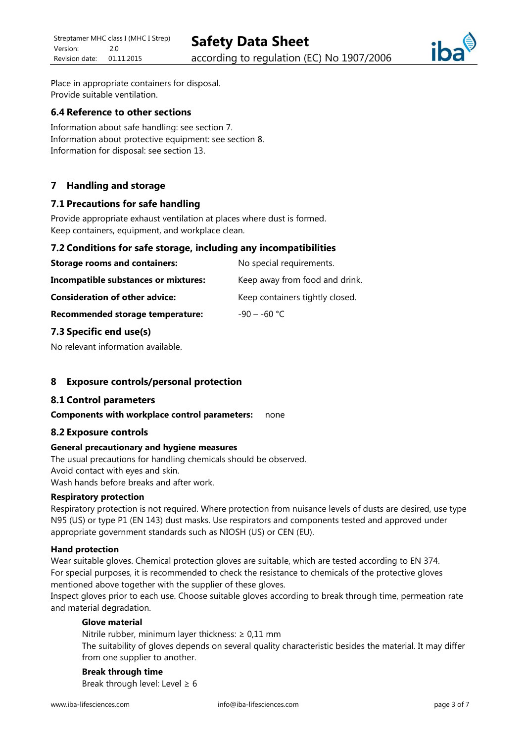Place in appropriate containers for disposal.
Provide suitable ventilation.

### 6.4 Reference to other sections

Information about safe handling: see section 7.
Information about protective equipment: see section 8.
Information for disposal: see section 13.

## 7 Handling and storage

### 7.1 Precautions for safe handling

Provide appropriate exhaust ventilation at places where dust is formed.
Keep containers, equipment, and workplace clean.

### 7.2 Conditions for safe storage, including any incompatibilities

| | |
|---|---|
| **Storage rooms and containers:** | No special requirements. |
| **Incompatible substances or mixtures:** | Keep away from food and drink. |
| **Consideration of other advice:** | Keep containers tightly closed. |
| **Recommended storage temperature:** | -90 – -60 °C |

### 7.3 Specific end use(s)

No relevant information available.

## 8 Exposure controls/personal protection

### 8.1 Control parameters

**Components with workplace control parameters:** none

### 8.2 Exposure controls

**General precautionary and hygiene measures**

The usual precautions for handling chemicals should be observed.
Avoid contact with eyes and skin.
Wash hands before breaks and after work.

**Respiratory protection**

Respiratory protection is not required. Where protection from nuisance levels of dusts are desired, use type N95 (US) or type P1 (EN 143) dust masks. Use respirators and components tested and approved under appropriate government standards such as NIOSH (US) or CEN (EU).

**Hand protection**

Wear suitable gloves. Chemical protection gloves are suitable, which are tested according to EN 374.
For special purposes, it is recommended to check the resistance to chemicals of the protective gloves mentioned above together with the supplier of these gloves.
Inspect gloves prior to each use. Choose suitable gloves according to break through time, permeation rate and material degradation.

**Glove material**

Nitrile rubber, minimum layer thickness: ≥ 0,11 mm
The suitability of gloves depends on several quality characteristic besides the material. It may differ from one supplier to another.

**Break through time**

Break through level: Level ≥ 6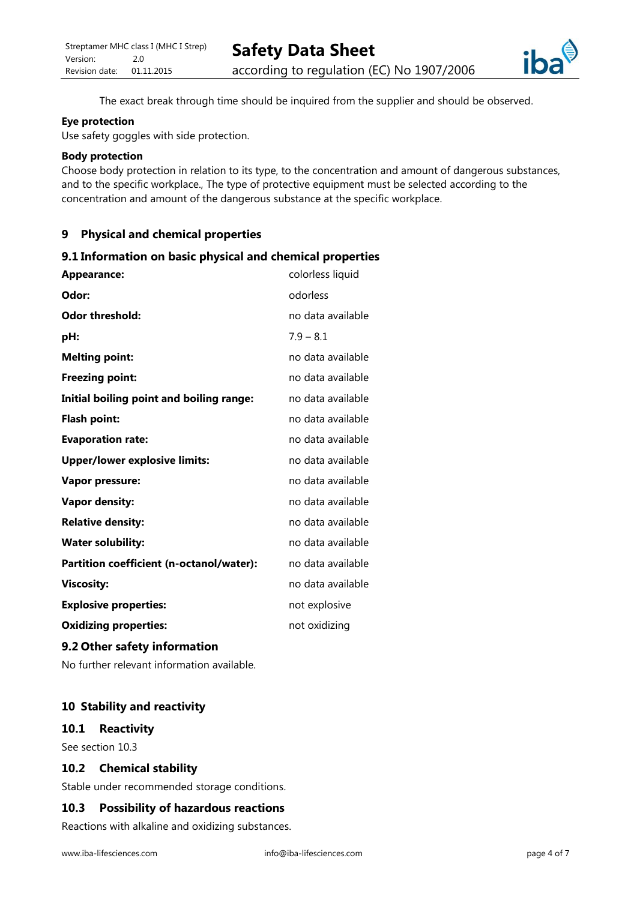The exact break through time should be inquired from the supplier and should be observed.

**Eye protection**

Use safety goggles with side protection.

**Body protection**

Choose body protection in relation to its type, to the concentration and amount of dangerous substances, and to the specific workplace., The type of protective equipment must be selected according to the concentration and amount of the dangerous substance at the specific workplace.

## 9 Physical and chemical properties

### 9.1 Information on basic physical and chemical properties

| | |
|---|---|
| **Appearance:** | colorless liquid |
| **Odor:** | odorless |
| **Odor threshold:** | no data available |
| **pH:** | 7.9 – 8.1 |
| **Melting point:** | no data available |
| **Freezing point:** | no data available |
| **Initial boiling point and boiling range:** | no data available |
| **Flash point:** | no data available |
| **Evaporation rate:** | no data available |
| **Upper/lower explosive limits:** | no data available |
| **Vapor pressure:** | no data available |
| **Vapor density:** | no data available |
| **Relative density:** | no data available |
| **Water solubility:** | no data available |
| **Partition coefficient (n-octanol/water):** | no data available |
| **Viscosity:** | no data available |
| **Explosive properties:** | not explosive |
| **Oxidizing properties:** | not oxidizing |

### 9.2 Other safety information

No further relevant information available.

## 10 Stability and reactivity

### 10.1 Reactivity

See section 10.3

### 10.2 Chemical stability

Stable under recommended storage conditions.

### 10.3 Possibility of hazardous reactions

Reactions with alkaline and oxidizing substances.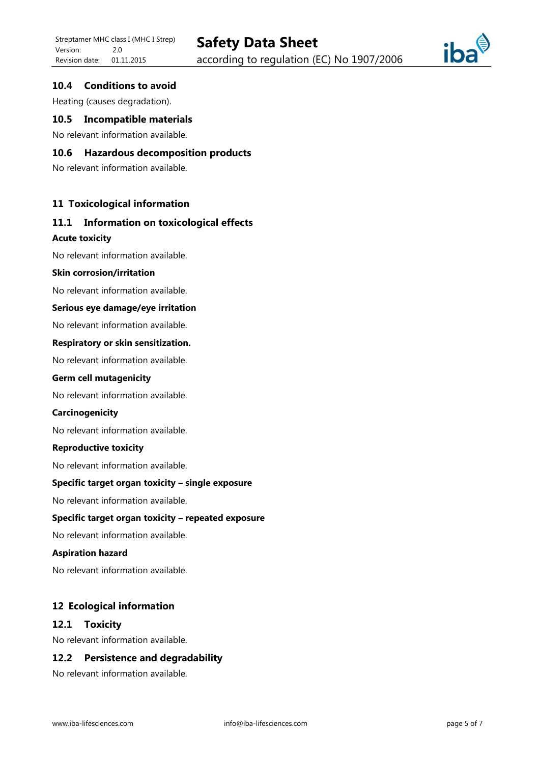### 10.4 Conditions to avoid

Heating (causes degradation).

### 10.5 Incompatible materials

No relevant information available.

### 10.6 Hazardous decomposition products

No relevant information available.

## 11 Toxicological information

### 11.1 Information on toxicological effects

**Acute toxicity**

No relevant information available.

**Skin corrosion/irritation**

No relevant information available.

**Serious eye damage/eye irritation**

No relevant information available.

**Respiratory or skin sensitization.**

No relevant information available.

**Germ cell mutagenicity**

No relevant information available.

**Carcinogenicity**

No relevant information available.

**Reproductive toxicity**

No relevant information available.

**Specific target organ toxicity – single exposure**

No relevant information available.

**Specific target organ toxicity – repeated exposure**

No relevant information available.

**Aspiration hazard**

No relevant information available.

## 12 Ecological information

### 12.1 Toxicity

No relevant information available.

### 12.2 Persistence and degradability

No relevant information available.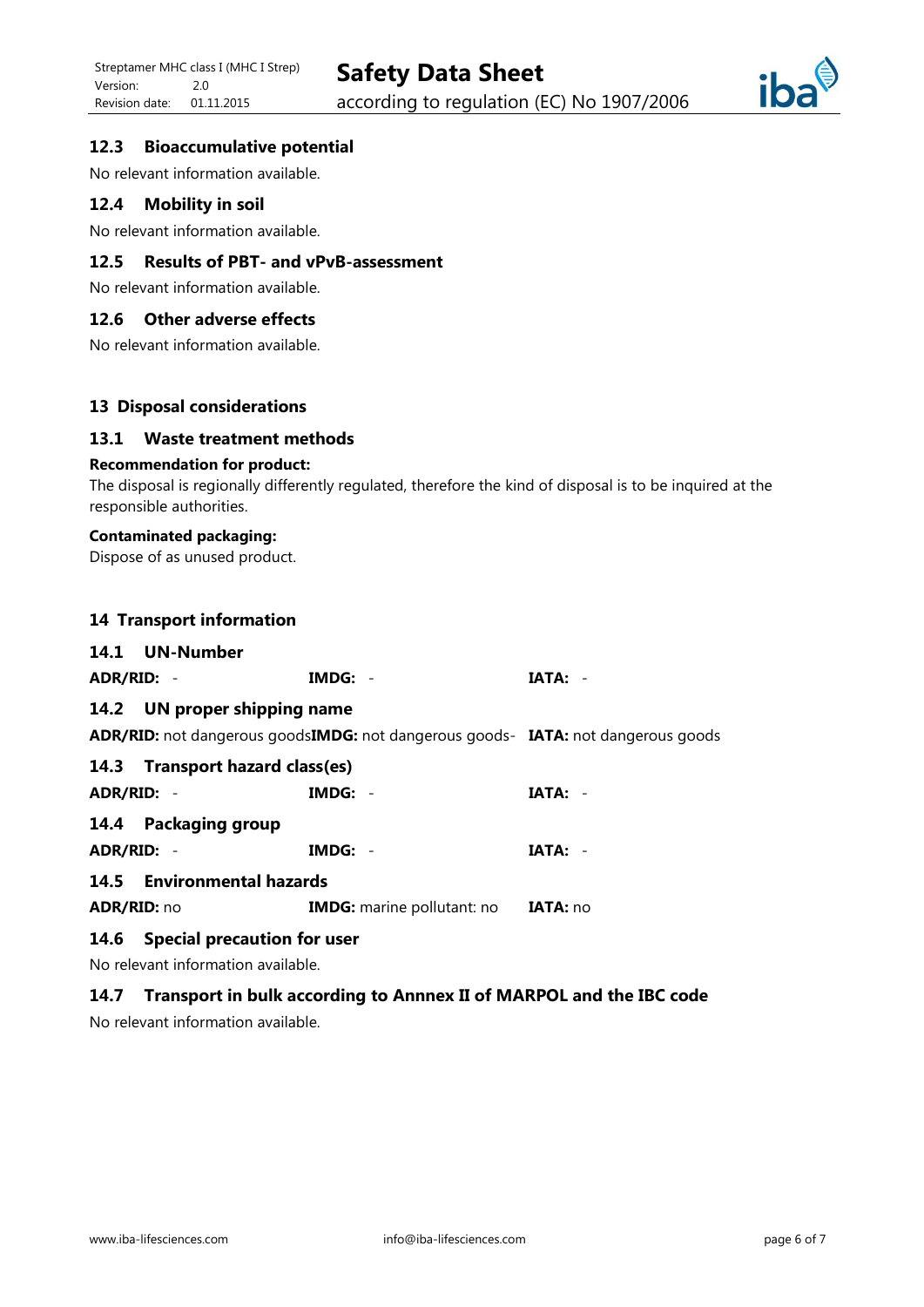### 12.3 Bioaccumulative potential

No relevant information available.

### 12.4 Mobility in soil

No relevant information available.

### 12.5 Results of PBT- and vPvB-assessment

No relevant information available.

### 12.6 Other adverse effects

No relevant information available.

## 13 Disposal considerations

### 13.1 Waste treatment methods

**Recommendation for product:**
The disposal is regionally differently regulated, therefore the kind of disposal is to be inquired at the responsible authorities.

**Contaminated packaging:**
Dispose of as unused product.

## 14 Transport information

### 14.1 UN-Number

**ADR/RID:** - **IMDG:** - **IATA:** -

### 14.2 UN proper shipping name

**ADR/RID:** not dangerous goods**IMDG:** not dangerous goods- **IATA:** not dangerous goods

### 14.3 Transport hazard class(es)

**ADR/RID:** - **IMDG:** - **IATA:** -

### 14.4 Packaging group

**ADR/RID:** - **IMDG:** - **IATA:** -

### 14.5 Environmental hazards

**ADR/RID:** no **IMDG:** marine pollutant: no **IATA:** no

### 14.6 Special precaution for user

No relevant information available.

### 14.7 Transport in bulk according to Annnex II of MARPOL and the IBC code

No relevant information available.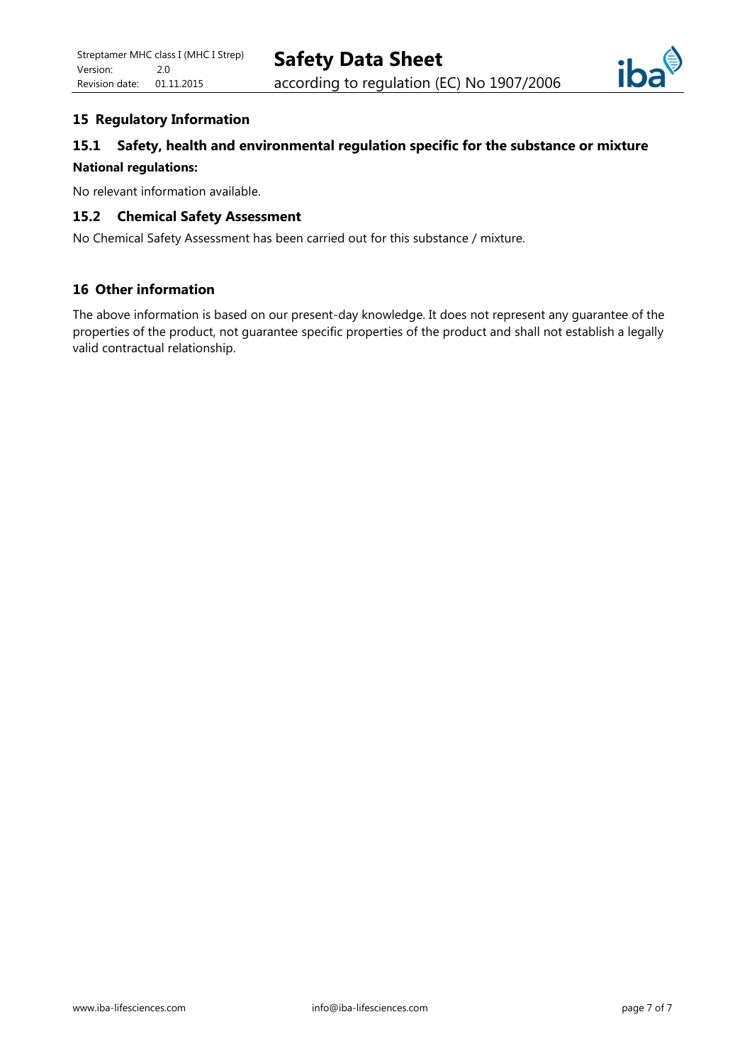## 15 Regulatory Information

### 15.1 Safety, health and environmental regulation specific for the substance or mixture

**National regulations:**

No relevant information available.

### 15.2 Chemical Safety Assessment

No Chemical Safety Assessment has been carried out for this substance / mixture.

## 16 Other information

The above information is based on our present-day knowledge. It does not represent any guarantee of the properties of the product, not guarantee specific properties of the product and shall not establish a legally valid contractual relationship.